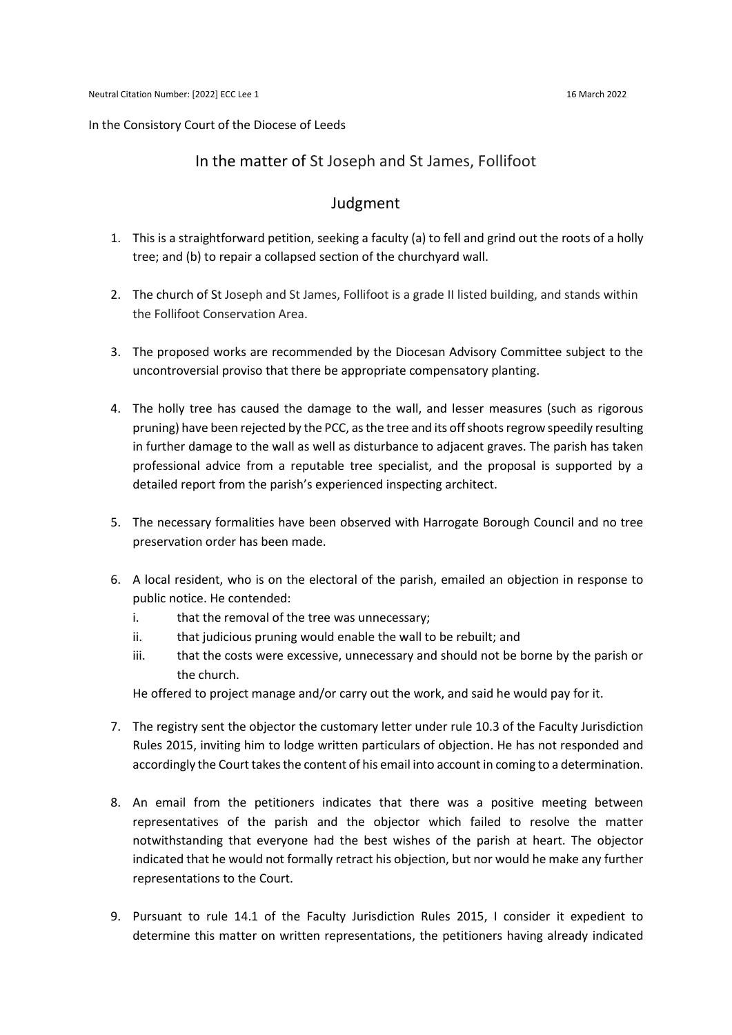Neutral Citation Number: [2022] ECC Lee 1 16 March 2022

In the Consistory Court of the Diocese of Leeds

## In the matter of St Joseph and St James, Follifoot

## Judgment

1. This is a straightforward petition, seeking a faculty (a) to fell and grind out the roots of a holly tree; and (b) to repair a collapsed section of the churchyard wall.

2. The church of St Joseph and St James, Follifoot is a grade II listed building, and stands within the Follifoot Conservation Area.

3. The proposed works are recommended by the Diocesan Advisory Committee subject to the uncontroversial proviso that there be appropriate compensatory planting.

4. The holly tree has caused the damage to the wall, and lesser measures (such as rigorous pruning) have been rejected by the PCC, as the tree and its off shoots regrow speedily resulting in further damage to the wall as well as disturbance to adjacent graves. The parish has taken professional advice from a reputable tree specialist, and the proposal is supported by a detailed report from the parish's experienced inspecting architect.

5. The necessary formalities have been observed with Harrogate Borough Council and no tree preservation order has been made.

6. A local resident, who is on the electoral of the parish, emailed an objection in response to public notice. He contended:
   i. that the removal of the tree was unnecessary;
   ii. that judicious pruning would enable the wall to be rebuilt; and
   iii. that the costs were excessive, unnecessary and should not be borne by the parish or the church.

   He offered to project manage and/or carry out the work, and said he would pay for it.

7. The registry sent the objector the customary letter under rule 10.3 of the Faculty Jurisdiction Rules 2015, inviting him to lodge written particulars of objection. He has not responded and accordingly the Court takes the content of his email into account in coming to a determination.

8. An email from the petitioners indicates that there was a positive meeting between representatives of the parish and the objector which failed to resolve the matter notwithstanding that everyone had the best wishes of the parish at heart. The objector indicated that he would not formally retract his objection, but nor would he make any further representations to the Court.

9. Pursuant to rule 14.1 of the Faculty Jurisdiction Rules 2015, I consider it expedient to determine this matter on written representations, the petitioners having already indicated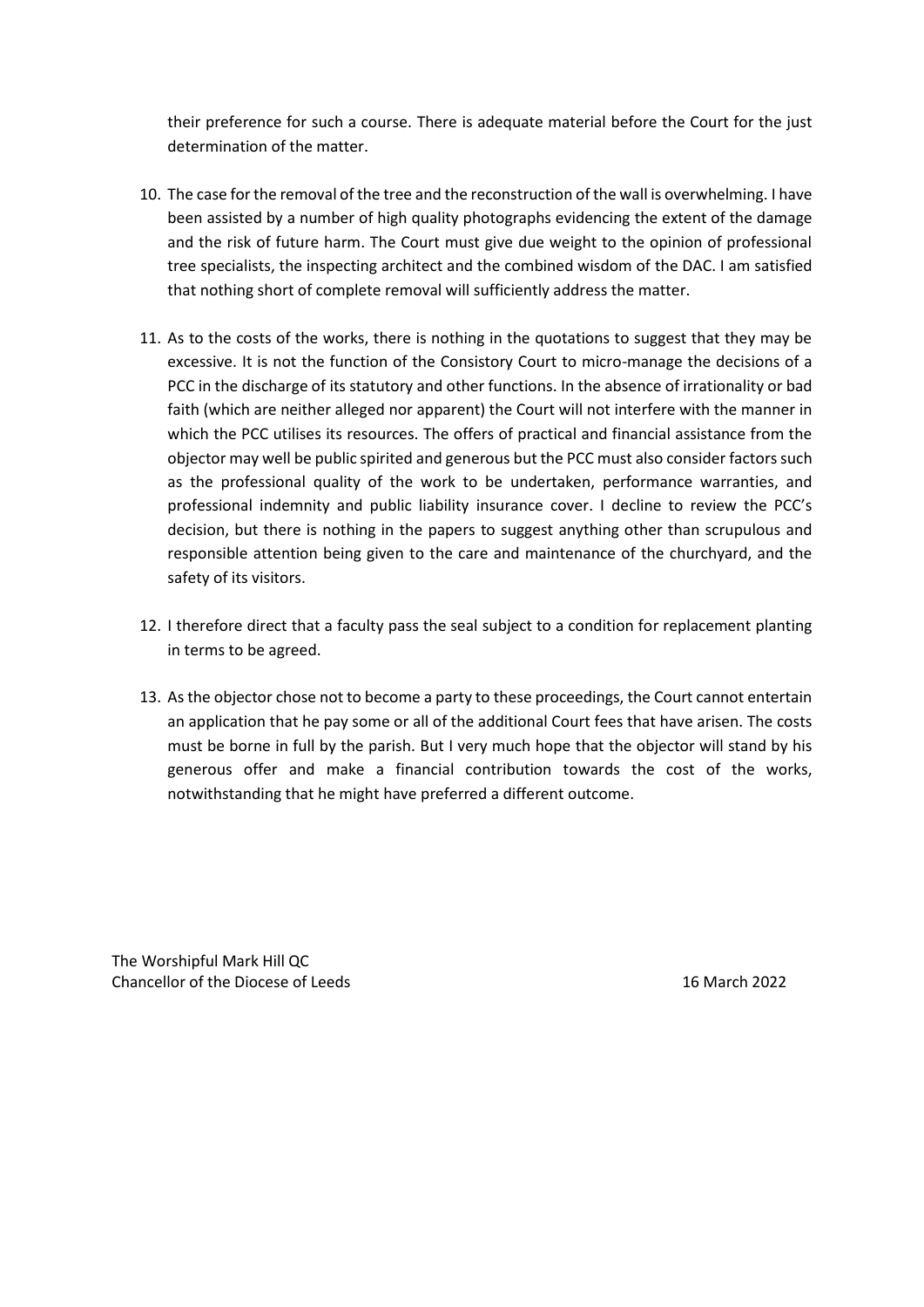their preference for such a course. There is adequate material before the Court for the just determination of the matter.

10. The case for the removal of the tree and the reconstruction of the wall is overwhelming. I have been assisted by a number of high quality photographs evidencing the extent of the damage and the risk of future harm. The Court must give due weight to the opinion of professional tree specialists, the inspecting architect and the combined wisdom of the DAC. I am satisfied that nothing short of complete removal will sufficiently address the matter.

11. As to the costs of the works, there is nothing in the quotations to suggest that they may be excessive. It is not the function of the Consistory Court to micro-manage the decisions of a PCC in the discharge of its statutory and other functions. In the absence of irrationality or bad faith (which are neither alleged nor apparent) the Court will not interfere with the manner in which the PCC utilises its resources. The offers of practical and financial assistance from the objector may well be public spirited and generous but the PCC must also consider factors such as the professional quality of the work to be undertaken, performance warranties, and professional indemnity and public liability insurance cover. I decline to review the PCC's decision, but there is nothing in the papers to suggest anything other than scrupulous and responsible attention being given to the care and maintenance of the churchyard, and the safety of its visitors.

12. I therefore direct that a faculty pass the seal subject to a condition for replacement planting in terms to be agreed.

13. As the objector chose not to become a party to these proceedings, the Court cannot entertain an application that he pay some or all of the additional Court fees that have arisen. The costs must be borne in full by the parish. But I very much hope that the objector will stand by his generous offer and make a financial contribution towards the cost of the works, notwithstanding that he might have preferred a different outcome.

The Worshipful Mark Hill QC
Chancellor of the Diocese of Leeds

16 March 2022